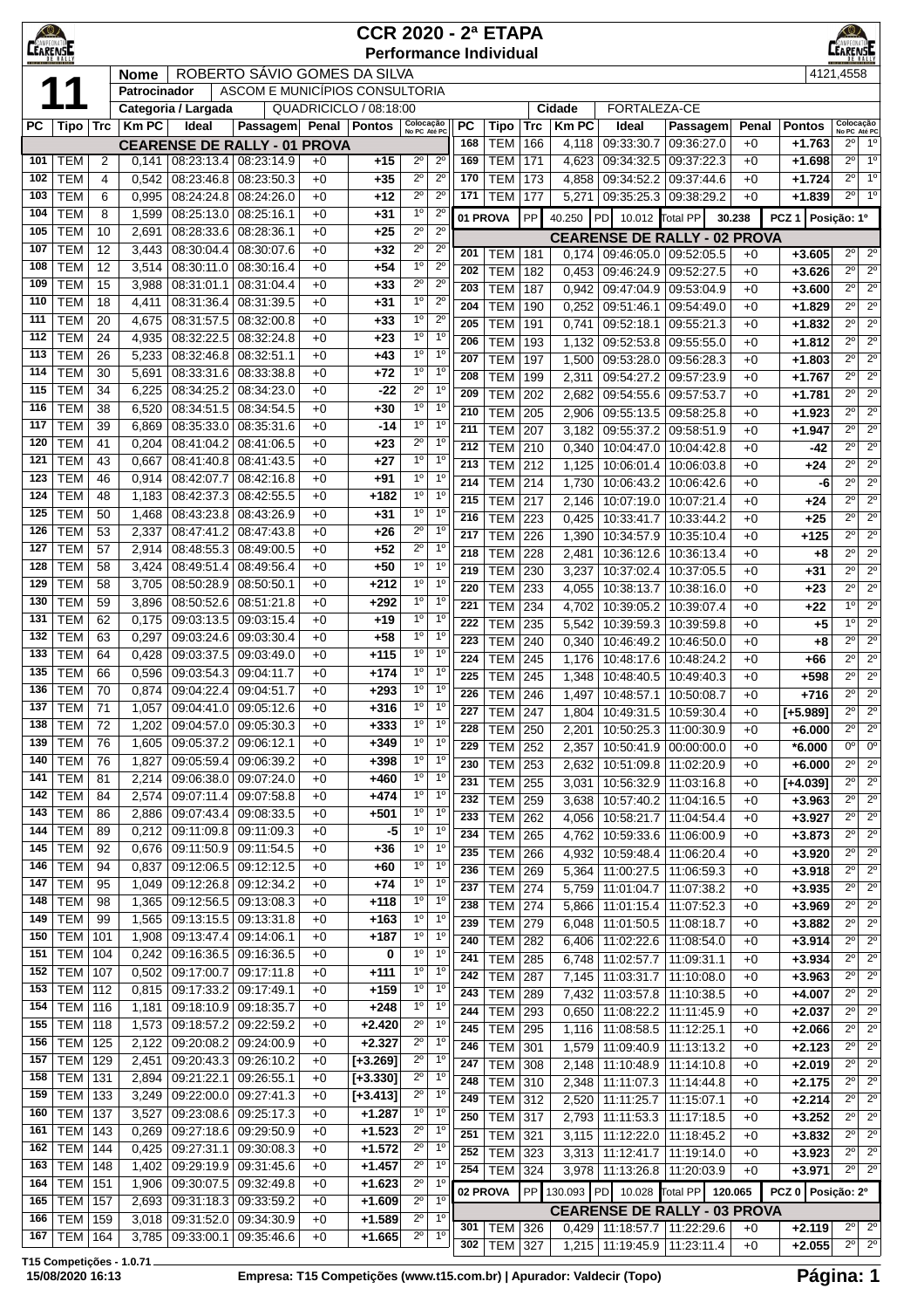# CCR 2020 - 2ª ETAPA
## Performance Individual

**11**

| Nome | ROBERTO SÁVIO GOMES DA SILVA | | 4121,4558 |
|---|---|---|---|
| Patrocinador | ASCOM E MUNICÍPIOS CONSULTORIA | | |
| Categoria / Largada | QUADRICICLO / 08:18:00 | Cidade | FORTALEZA-CE |

### CEARENSE DE RALLY - 01 PROVA

| PC | Tipo | Trc | Km PC | Ideal | Passagem | Penal | Pontos | Colocação No PC | Colocação Até PC |
|---|---|---|---|---|---|---|---|---|---|
| 101 | TEM | 2 | 0,141 | 08:23:13.4 | 08:23:14.9 | +0 | +15 | 2º | 2º |
| 102 | TEM | 4 | 0,542 | 08:23:46.8 | 08:23:50.3 | +0 | +35 | 2º | 2º |
| 103 | TEM | 6 | 0,995 | 08:24:24.8 | 08:24:26.0 | +0 | +12 | 2º | 2º |
| 104 | TEM | 8 | 1,599 | 08:25:13.0 | 08:25:16.1 | +0 | +31 | 1º | 2º |
| 105 | TEM | 10 | 2,691 | 08:28:33.6 | 08:28:36.1 | +0 | +25 | 2º | 2º |
| 107 | TEM | 12 | 3,443 | 08:30:04.4 | 08:30:07.6 | +0 | +32 | 2º | 2º |
| 108 | TEM | 12 | 3,514 | 08:30:11.0 | 08:30:16.4 | +0 | +54 | 1º | 2º |
| 109 | TEM | 15 | 3,988 | 08:31:01.1 | 08:31:04.4 | +0 | +33 | 2º | 2º |
| 110 | TEM | 18 | 4,411 | 08:31:36.4 | 08:31:39.5 | +0 | +31 | 1º | 2º |
| 111 | TEM | 20 | 4,675 | 08:31:57.5 | 08:32:00.8 | +0 | +33 | 1º | 2º |
| 112 | TEM | 24 | 4,935 | 08:32:22.5 | 08:32:24.8 | +0 | +23 | 1º | 1º |
| 113 | TEM | 26 | 5,233 | 08:32:46.8 | 08:32:51.1 | +0 | +43 | 1º | 1º |
| 114 | TEM | 30 | 5,691 | 08:33:31.6 | 08:33:38.8 | +0 | +72 | 1º | 1º |
| 115 | TEM | 34 | 6,225 | 08:34:25.2 | 08:34:23.0 | +0 | -22 | 2º | 1º |
| 116 | TEM | 38 | 6,520 | 08:34:51.5 | 08:34:54.5 | +0 | +30 | 1º | 1º |
| 117 | TEM | 39 | 6,869 | 08:35:33.0 | 08:35:31.6 | +0 | -14 | 1º | 1º |
| 120 | TEM | 41 | 0,204 | 08:41:04.2 | 08:41:06.5 | +0 | +23 | 2º | 1º |
| 121 | TEM | 43 | 0,667 | 08:41:40.8 | 08:41:43.5 | +0 | +27 | 1º | 1º |
| 123 | TEM | 46 | 0,914 | 08:42:07.7 | 08:42:16.8 | +0 | +91 | 1º | 1º |
| 124 | TEM | 48 | 1,183 | 08:42:37.3 | 08:42:55.5 | +0 | +182 | 1º | 1º |
| 125 | TEM | 50 | 1,468 | 08:43:23.8 | 08:43:26.9 | +0 | +31 | 1º | 1º |
| 126 | TEM | 53 | 2,337 | 08:47:41.2 | 08:47:43.8 | +0 | +26 | 2º | 1º |
| 127 | TEM | 57 | 2,914 | 08:48:55.3 | 08:49:00.5 | +0 | +52 | 2º | 1º |
| 128 | TEM | 58 | 3,424 | 08:49:51.4 | 08:49:56.4 | +0 | +50 | 1º | 1º |
| 129 | TEM | 58 | 3,705 | 08:50:28.9 | 08:50:50.1 | +0 | +212 | 1º | 1º |
| 130 | TEM | 59 | 3,896 | 08:50:52.6 | 08:51:21.8 | +0 | +292 | 1º | 1º |
| 131 | TEM | 62 | 0,175 | 09:03:13.5 | 09:03:15.4 | +0 | +19 | 1º | 1º |
| 132 | TEM | 63 | 0,297 | 09:03:24.6 | 09:03:30.4 | +0 | +58 | 1º | 1º |
| 133 | TEM | 64 | 0,428 | 09:03:37.5 | 09:03:49.0 | +0 | +115 | 1º | 1º |
| 135 | TEM | 66 | 0,596 | 09:03:54.3 | 09:04:11.7 | +0 | +174 | 1º | 1º |
| 136 | TEM | 70 | 0,874 | 09:04:22.4 | 09:04:51.7 | +0 | +293 | 1º | 1º |
| 137 | TEM | 71 | 1,057 | 09:04:41.0 | 09:05:12.6 | +0 | +316 | 1º | 1º |
| 138 | TEM | 72 | 1,202 | 09:04:57.0 | 09:05:30.3 | +0 | +333 | 1º | 1º |
| 139 | TEM | 76 | 1,605 | 09:05:37.2 | 09:06:12.1 | +0 | +349 | 1º | 1º |
| 140 | TEM | 76 | 1,827 | 09:05:59.4 | 09:06:39.2 | +0 | +398 | 1º | 1º |
| 141 | TEM | 81 | 2,214 | 09:06:38.0 | 09:07:24.0 | +0 | +460 | 1º | 1º |
| 142 | TEM | 84 | 2,574 | 09:07:11.4 | 09:07:58.8 | +0 | +474 | 1º | 1º |
| 143 | TEM | 86 | 2,886 | 09:07:43.4 | 09:08:33.5 | +0 | +501 | 1º | 1º |
| 144 | TEM | 89 | 0,212 | 09:11:09.8 | 09:11:09.3 | +0 | -5 | 1º | 1º |
| 145 | TEM | 92 | 0,676 | 09:11:50.9 | 09:11:54.5 | +0 | +36 | 1º | 1º |
| 146 | TEM | 94 | 0,837 | 09:12:06.5 | 09:12:12.5 | +0 | +60 | 1º | 1º |
| 147 | TEM | 95 | 1,049 | 09:12:26.8 | 09:12:34.2 | +0 | +74 | 1º | 1º |
| 148 | TEM | 98 | 1,365 | 09:12:56.5 | 09:13:08.3 | +0 | +118 | 1º | 1º |
| 149 | TEM | 99 | 1,565 | 09:13:15.5 | 09:13:31.8 | +0 | +163 | 1º | 1º |
| 150 | TEM | 101 | 1,908 | 09:13:47.4 | 09:14:06.1 | +0 | +187 | 1º | 1º |
| 151 | TEM | 104 | 0,242 | 09:16:36.5 | 09:16:36.5 | +0 | 0 | 1º | 1º |
| 152 | TEM | 107 | 0,502 | 09:17:00.7 | 09:17:11.8 | +0 | +111 | 1º | 1º |
| 153 | TEM | 112 | 0,815 | 09:17:33.2 | 09:17:49.1 | +0 | +159 | 1º | 1º |
| 154 | TEM | 116 | 1,181 | 09:18:10.9 | 09:18:35.7 | +0 | +248 | 1º | 1º |
| 155 | TEM | 118 | 1,573 | 09:18:57.2 | 09:22:59.2 | +0 | +2.420 | 2º | 1º |
| 156 | TEM | 125 | 2,122 | 09:20:08.2 | 09:24:00.9 | +0 | +2.327 | 2º | 1º |
| 157 | TEM | 129 | 2,451 | 09:20:43.3 | 09:26:10.2 | +0 | [+3.269] | 2º | 1º |
| 158 | TEM | 131 | 2,894 | 09:21:22.1 | 09:26:55.1 | +0 | [+3.330] | 2º | 1º |
| 159 | TEM | 133 | 3,249 | 09:22:00.0 | 09:27:41.3 | +0 | [+3.413] | 2º | 1º |
| 160 | TEM | 137 | 3,527 | 09:23:08.6 | 09:25:17.3 | +0 | +1.287 | 1º | 1º |
| 161 | TEM | 143 | 0,269 | 09:27:18.6 | 09:29:50.9 | +0 | +1.523 | 2º | 1º |
| 162 | TEM | 144 | 0,425 | 09:27:31.1 | 09:30:08.3 | +0 | +1.572 | 2º | 1º |
| 163 | TEM | 148 | 1,402 | 09:29:19.9 | 09:31:45.6 | +0 | +1.457 | 2º | 1º |
| 164 | TEM | 151 | 1,906 | 09:30:07.5 | 09:32:49.8 | +0 | +1.623 | 2º | 1º |
| 165 | TEM | 157 | 2,693 | 09:31:18.3 | 09:33:59.2 | +0 | +1.609 | 2º | 1º |
| 166 | TEM | 159 | 3,018 | 09:31:52.0 | 09:34:30.9 | +0 | +1.589 | 2º | 1º |
| 167 | TEM | 164 | 3,785 | 09:33:00.1 | 09:35:46.6 | +0 | +1.665 | 2º | 1º |
| 168 | TEM | 166 | 4,118 | 09:33:30.7 | 09:36:27.0 | +0 | +1.763 | 2º | 1º |
| 169 | TEM | 171 | 4,623 | 09:34:32.5 | 09:37:22.3 | +0 | +1.698 | 2º | 1º |
| 170 | TEM | 173 | 4,858 | 09:34:52.2 | 09:37:44.6 | +0 | +1.724 | 2º | 1º |
| 171 | TEM | 177 | 5,271 | 09:35:25.3 | 09:38:29.2 | +0 | +1.839 | 2º | 1º |

**01 PROVA** | PP 40.250 | PD 10.012 | Total PP 30.238 | PCZ 1 | Posição: 1º

### CEARENSE DE RALLY - 02 PROVA

| PC | Tipo | Trc | Km PC | Ideal | Passagem | Penal | Pontos | Colocação No PC | Colocação Até PC |
|---|---|---|---|---|---|---|---|---|---|
| 201 | TEM | 181 | 0,174 | 09:46:05.0 | 09:52:05.5 | +0 | +3.605 | 2º | 2º |
| 202 | TEM | 182 | 0,453 | 09:46:24.9 | 09:52:27.5 | +0 | +3.626 | 2º | 2º |
| 203 | TEM | 187 | 0,942 | 09:47:04.9 | 09:53:04.9 | +0 | +3.600 | 2º | 2º |
| 204 | TEM | 190 | 0,252 | 09:51:46.1 | 09:54:49.0 | +0 | +1.829 | 2º | 2º |
| 205 | TEM | 191 | 0,741 | 09:52:18.1 | 09:55:21.3 | +0 | +1.832 | 2º | 2º |
| 206 | TEM | 193 | 1,132 | 09:52:53.8 | 09:55:55.0 | +0 | +1.812 | 2º | 2º |
| 207 | TEM | 197 | 1,500 | 09:53:28.0 | 09:56:28.3 | +0 | +1.803 | 2º | 2º |
| 208 | TEM | 199 | 2,311 | 09:54:27.2 | 09:57:23.9 | +0 | +1.767 | 2º | 2º |
| 209 | TEM | 202 | 2,682 | 09:54:55.6 | 09:57:53.7 | +0 | +1.781 | 2º | 2º |
| 210 | TEM | 205 | 2,906 | 09:55:13.5 | 09:58:25.8 | +0 | +1.923 | 2º | 2º |
| 211 | TEM | 207 | 3,182 | 09:55:37.2 | 09:58:51.9 | +0 | +1.947 | 2º | 2º |
| 212 | TEM | 210 | 0,340 | 10:04:47.0 | 10:04:42.8 | +0 | -42 | 2º | 2º |
| 213 | TEM | 212 | 1,125 | 10:06:01.4 | 10:06:03.8 | +0 | +24 | 2º | 2º |
| 214 | TEM | 214 | 1,730 | 10:06:43.2 | 10:06:42.6 | +0 | -6 | 2º | 2º |
| 215 | TEM | 217 | 2,146 | 10:07:19.0 | 10:07:21.4 | +0 | +24 | 2º | 2º |
| 216 | TEM | 223 | 0,425 | 10:33:41.7 | 10:33:44.2 | +0 | +25 | 2º | 2º |
| 217 | TEM | 226 | 1,390 | 10:34:57.9 | 10:35:10.4 | +0 | +125 | 2º | 2º |
| 218 | TEM | 228 | 2,481 | 10:36:12.6 | 10:36:13.4 | +0 | +8 | 2º | 2º |
| 219 | TEM | 230 | 3,237 | 10:37:02.4 | 10:37:05.5 | +0 | +31 | 2º | 2º |
| 220 | TEM | 233 | 4,055 | 10:38:13.7 | 10:38:16.0 | +0 | +23 | 2º | 2º |
| 221 | TEM | 234 | 4,702 | 10:39:05.2 | 10:39:07.4 | +0 | +22 | 1º | 2º |
| 222 | TEM | 235 | 5,542 | 10:39:59.3 | 10:39:59.8 | +0 | +5 | 1º | 2º |
| 223 | TEM | 240 | 0,340 | 10:46:49.2 | 10:46:50.0 | +0 | +8 | 2º | 2º |
| 224 | TEM | 245 | 1,176 | 10:48:17.6 | 10:48:24.2 | +0 | +66 | 2º | 2º |
| 225 | TEM | 245 | 1,348 | 10:48:40.5 | 10:49:40.3 | +0 | +598 | 2º | 2º |
| 226 | TEM | 246 | 1,497 | 10:48:57.1 | 10:50:08.7 | +0 | +716 | 2º | 2º |
| 227 | TEM | 247 | 1,804 | 10:49:31.5 | 10:59:30.4 | +0 | [+5.989] | 2º | 2º |
| 228 | TEM | 250 | 2,201 | 10:50:25.3 | 11:00:30.9 | +0 | +6.000 | 2º | 2º |
| 229 | TEM | 252 | 2,357 | 10:50:41.9 | 00:00:00.0 | +0 | *6.000 | 0º | 0º |
| 230 | TEM | 253 | 2,632 | 10:51:09.8 | 11:02:20.9 | +0 | +6.000 | 2º | 2º |
| 231 | TEM | 255 | 3,031 | 10:56:32.9 | 11:03:16.8 | +0 | [+4.039] | 2º | 2º |
| 232 | TEM | 259 | 3,638 | 10:57:40.2 | 11:04:16.5 | +0 | +3.963 | 2º | 2º |
| 233 | TEM | 262 | 4,056 | 10:58:21.7 | 11:04:54.4 | +0 | +3.927 | 2º | 2º |
| 234 | TEM | 265 | 4,762 | 10:59:33.6 | 11:06:00.9 | +0 | +3.873 | 2º | 2º |
| 235 | TEM | 266 | 4,932 | 10:59:48.4 | 11:06:20.4 | +0 | +3.920 | 2º | 2º |
| 236 | TEM | 269 | 5,364 | 11:00:27.5 | 11:06:59.3 | +0 | +3.918 | 2º | 2º |
| 237 | TEM | 274 | 5,759 | 11:01:04.7 | 11:07:38.2 | +0 | +3.935 | 2º | 2º |
| 238 | TEM | 274 | 5,866 | 11:01:15.4 | 11:07:52.3 | +0 | +3.969 | 2º | 2º |
| 239 | TEM | 279 | 6,048 | 11:01:50.5 | 11:08:18.7 | +0 | +3.882 | 2º | 2º |
| 240 | TEM | 282 | 6,406 | 11:02:22.6 | 11:08:54.0 | +0 | +3.914 | 2º | 2º |
| 241 | TEM | 285 | 6,748 | 11:02:57.7 | 11:09:31.1 | +0 | +3.934 | 2º | 2º |
| 242 | TEM | 287 | 7,145 | 11:03:31.7 | 11:10:08.0 | +0 | +3.963 | 2º | 2º |
| 243 | TEM | 289 | 7,432 | 11:03:57.8 | 11:10:38.5 | +0 | +4.007 | 2º | 2º |
| 244 | TEM | 293 | 0,650 | 11:08:22.2 | 11:11:45.9 | +0 | +2.037 | 2º | 2º |
| 245 | TEM | 295 | 1,116 | 11:08:58.5 | 11:12:25.1 | +0 | +2.066 | 2º | 2º |
| 246 | TEM | 301 | 1,579 | 11:09:40.9 | 11:13:13.2 | +0 | +2.123 | 2º | 2º |
| 247 | TEM | 308 | 2,148 | 11:10:48.9 | 11:14:10.8 | +0 | +2.019 | 2º | 2º |
| 248 | TEM | 310 | 2,348 | 11:11:07.3 | 11:14:44.8 | +0 | +2.175 | 2º | 2º |
| 249 | TEM | 312 | 2,520 | 11:11:25.7 | 11:15:07.1 | +0 | +2.214 | 2º | 2º |
| 250 | TEM | 317 | 2,793 | 11:11:53.3 | 11:17:18.5 | +0 | +3.252 | 2º | 2º |
| 251 | TEM | 321 | 3,115 | 11:12:22.0 | 11:18:45.2 | +0 | +3.832 | 2º | 2º |
| 252 | TEM | 323 | 3,313 | 11:12:41.7 | 11:19:14.0 | +0 | +3.923 | 2º | 2º |
| 254 | TEM | 324 | 3,978 | 11:13:26.8 | 11:20:03.9 | +0 | +3.971 | 2º | 2º |

**02 PROVA** | PP 130.093 | PD 10.028 | Total PP 120.065 | PCZ 0 | Posição: 2º

### CEARENSE DE RALLY - 03 PROVA

| PC | Tipo | Trc | Km PC | Ideal | Passagem | Penal | Pontos | Colocação No PC | Colocação Até PC |
|---|---|---|---|---|---|---|---|---|---|
| 301 | TEM | 326 | 0,429 | 11:18:57.7 | 11:22:29.6 | +0 | +2.119 | 2º | 2º |
| 302 | TEM | 327 | 1,215 | 11:19:45.9 | 11:23:11.4 | +0 | +2.055 | 2º | 2º |

T15 Competições - 1.0.71
15/08/2020 16:13 — Empresa: T15 Competições (www.t15.com.br) | Apurador: Valdecir (Topo)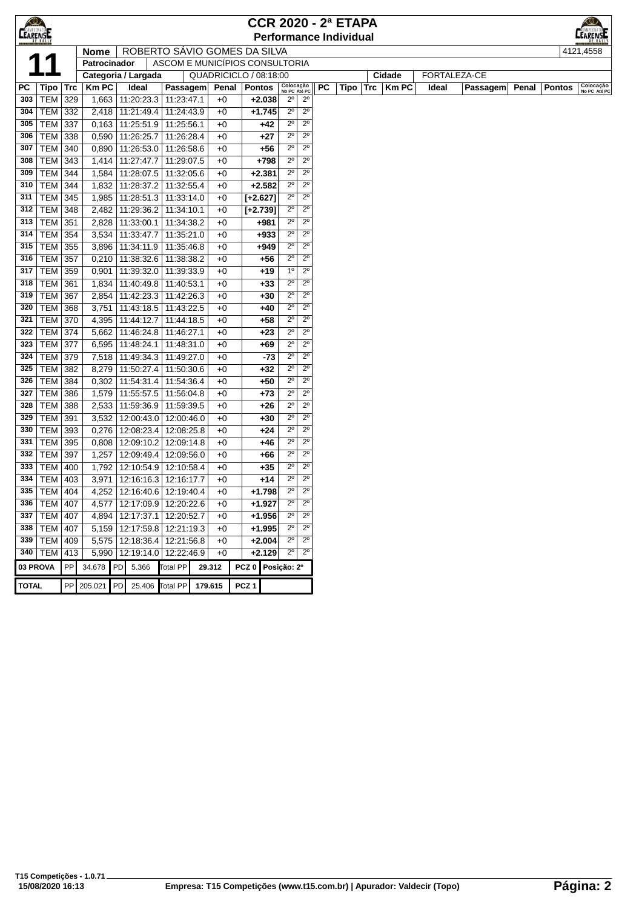# CCR 2020 - 2ª ETAPA

## Performance Individual

| **11** | Nome | ROBERTO SÁVIO GOMES DA SILVA | 4121,4558 |
|---|---|---|---|
| | Patrocinador | ASCOM E MUNICÍPIOS CONSULTORIA | |
| | Categoria / Largada | QUADRICICLO / 08:18:00 | Cidade: FORTALEZA-CE |

| PC | Tipo | Trc | Km PC | Ideal | Passagem | Penal | Pontos | Colocação No PC | Colocação Até PC |
|---|---|---|---|---|---|---|---|---|---|
| 303 | TEM | 329 | 1,663 | 11:20:23.3 | 11:23:47.1 | +0 | +2.038 | 2º | 2º |
| 304 | TEM | 332 | 2,418 | 11:21:49.4 | 11:24:43.9 | +0 | +1.745 | 2º | 2º |
| 305 | TEM | 337 | 0,163 | 11:25:51.9 | 11:25:56.1 | +0 | +42 | 2º | 2º |
| 306 | TEM | 338 | 0,590 | 11:26:25.7 | 11:26:28.4 | +0 | +27 | 2º | 2º |
| 307 | TEM | 340 | 0,890 | 11:26:53.0 | 11:26:58.6 | +0 | +56 | 2º | 2º |
| 308 | TEM | 343 | 1,414 | 11:27:47.7 | 11:29:07.5 | +0 | +798 | 2º | 2º |
| 309 | TEM | 344 | 1,584 | 11:28:07.5 | 11:32:05.6 | +0 | +2.381 | 2º | 2º |
| 310 | TEM | 344 | 1,832 | 11:28:37.2 | 11:32:55.4 | +0 | +2.582 | 2º | 2º |
| 311 | TEM | 345 | 1,985 | 11:28:51.3 | 11:33:14.0 | +0 | [+2.627] | 2º | 2º |
| 312 | TEM | 348 | 2,482 | 11:29:36.2 | 11:34:10.1 | +0 | [+2.739] | 2º | 2º |
| 313 | TEM | 351 | 2,828 | 11:33:00.1 | 11:34:38.2 | +0 | +981 | 2º | 2º |
| 314 | TEM | 354 | 3,534 | 11:33:47.7 | 11:35:21.0 | +0 | +933 | 2º | 2º |
| 315 | TEM | 355 | 3,896 | 11:34:11.9 | 11:35:46.8 | +0 | +949 | 2º | 2º |
| 316 | TEM | 357 | 0,210 | 11:38:32.6 | 11:38:38.2 | +0 | +56 | 2º | 2º |
| 317 | TEM | 359 | 0,901 | 11:39:32.0 | 11:39:33.9 | +0 | +19 | 1º | 2º |
| 318 | TEM | 361 | 1,834 | 11:40:49.8 | 11:40:53.1 | +0 | +33 | 2º | 2º |
| 319 | TEM | 367 | 2,854 | 11:42:23.3 | 11:42:26.3 | +0 | +30 | 2º | 2º |
| 320 | TEM | 368 | 3,751 | 11:43:18.5 | 11:43:22.5 | +0 | +40 | 2º | 2º |
| 321 | TEM | 370 | 4,395 | 11:44:12.7 | 11:44:18.5 | +0 | +58 | 2º | 2º |
| 322 | TEM | 374 | 5,662 | 11:46:24.8 | 11:46:27.1 | +0 | +23 | 2º | 2º |
| 323 | TEM | 377 | 6,595 | 11:48:24.1 | 11:48:31.0 | +0 | +69 | 2º | 2º |
| 324 | TEM | 379 | 7,518 | 11:49:34.3 | 11:49:27.0 | +0 | -73 | 2º | 2º |
| 325 | TEM | 382 | 8,279 | 11:50:27.4 | 11:50:30.6 | +0 | +32 | 2º | 2º |
| 326 | TEM | 384 | 0,302 | 11:54:31.4 | 11:54:36.4 | +0 | +50 | 2º | 2º |
| 327 | TEM | 386 | 1,579 | 11:55:57.5 | 11:56:04.8 | +0 | +73 | 2º | 2º |
| 328 | TEM | 388 | 2,533 | 11:59:36.9 | 11:59:39.5 | +0 | +26 | 2º | 2º |
| 329 | TEM | 391 | 3,532 | 12:00:43.0 | 12:00:46.0 | +0 | +30 | 2º | 2º |
| 330 | TEM | 393 | 0,276 | 12:08:23.4 | 12:08:25.8 | +0 | +24 | 2º | 2º |
| 331 | TEM | 395 | 0,808 | 12:09:10.2 | 12:09:14.8 | +0 | +46 | 2º | 2º |
| 332 | TEM | 397 | 1,257 | 12:09:49.4 | 12:09:56.0 | +0 | +66 | 2º | 2º |
| 333 | TEM | 400 | 1,792 | 12:10:54.9 | 12:10:58.4 | +0 | +35 | 2º | 2º |
| 334 | TEM | 403 | 3,971 | 12:16:16.3 | 12:16:17.7 | +0 | +14 | 2º | 2º |
| 335 | TEM | 404 | 4,252 | 12:16:40.6 | 12:19:40.4 | +0 | +1.798 | 2º | 2º |
| 336 | TEM | 407 | 4,577 | 12:17:09.9 | 12:20:22.6 | +0 | +1.927 | 2º | 2º |
| 337 | TEM | 407 | 4,894 | 12:17:37.1 | 12:20:52.7 | +0 | +1.956 | 2º | 2º |
| 338 | TEM | 407 | 5,159 | 12:17:59.8 | 12:21:19.3 | +0 | +1.995 | 2º | 2º |
| 339 | TEM | 409 | 5,575 | 12:18:36.4 | 12:21:56.8 | +0 | +2.004 | 2º | 2º |
| 340 | TEM | 413 | 5,990 | 12:19:14.0 | 12:22:46.9 | +0 | +2.129 | 2º | 2º |

| 03 PROVA | PP | 34.678 | PD | 5.366 | Total PP | 29.312 | PCZ 0 | Posição: 2º |
|---|---|---|---|---|---|---|---|---|
| **TOTAL** | PP | 205.021 | PD | 25.406 | Total PP | 179.615 | PCZ 1 | |

T15 Competições - 1.0.71
15/08/2020 16:13 — Empresa: T15 Competições (www.t15.com.br) | Apurador: Valdecir (Topo)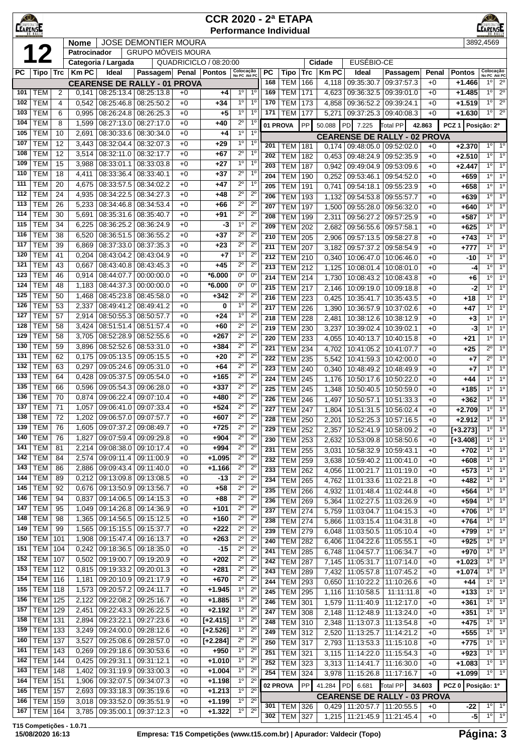# CCR 2020 - 2ª ETAPA

## Performance Individual

**12**

| Nome | JOSE DEMONTIER MOURA | | 3892,4569 |
|---|---|---|---|
| Patrocinador | GRUPO MÓVEIS MOURA | | |
| Categoria / Largada | QUADRICICLO / 08:20:00 | Cidade | EUSÉBIO-CE |

### CEARENSE DE RALLY - 01 PROVA

| PC | Tipo | Trc | Km PC | Ideal | Passagem | Penal | Pontos | Colocação No PC | Colocação Até PC |
|---|---|---|---|---|---|---|---|---|---|
| 101 | TEM | 2 | 0,141 | 08:25:13.4 | 08:25:13.8 | +0 | +4 | 1º | 1º |
| 102 | TEM | 4 | 0,542 | 08:25:46.8 | 08:25:50.2 | +0 | +34 | 1º | 1º |
| 103 | TEM | 6 | 0,995 | 08:26:24.8 | 08:26:25.3 | +0 | +5 | 1º | 1º |
| 104 | TEM | 8 | 1,599 | 08:27:13.0 | 08:27:17.0 | +0 | +40 | 2º | 1º |
| 105 | TEM | 10 | 2,691 | 08:30:33.6 | 08:30:34.0 | +0 | +4 | 1º | 1º |
| 107 | TEM | 12 | 3,443 | 08:32:04.4 | 08:32:07.3 | +0 | +29 | 1º | 1º |
| 108 | TEM | 12 | 3,514 | 08:32:11.0 | 08:32:17.7 | +0 | +67 | 2º | 1º |
| 109 | TEM | 15 | 3,988 | 08:33:01.1 | 08:33:03.8 | +0 | +27 | 1º | 1º |
| 110 | TEM | 18 | 4,411 | 08:33:36.4 | 08:33:40.1 | +0 | +37 | 2º | 1º |
| 111 | TEM | 20 | 4,675 | 08:33:57.5 | 08:34:02.2 | +0 | +47 | 2º | 1º |
| 112 | TEM | 24 | 4,935 | 08:34:22.5 | 08:34:27.3 | +0 | +48 | 2º | 2º |
| 113 | TEM | 26 | 5,233 | 08:34:46.8 | 08:34:53.4 | +0 | +66 | 2º | 2º |
| 114 | TEM | 30 | 5,691 | 08:35:31.6 | 08:35:40.7 | +0 | +91 | 2º | 2º |
| 115 | TEM | 34 | 6,225 | 08:36:25.2 | 08:36:24.9 | +0 | -3 | 1º | 2º |
| 116 | TEM | 38 | 6,520 | 08:36:51.5 | 08:36:55.2 | +0 | +37 | 2º | 2º |
| 117 | TEM | 39 | 6,869 | 08:37:33.0 | 08:37:35.3 | +0 | +23 | 2º | 2º |
| 120 | TEM | 41 | 0,204 | 08:43:04.2 | 08:43:04.9 | +0 | +7 | 1º | 2º |
| 121 | TEM | 43 | 0,667 | 08:43:40.8 | 08:43:45.3 | +0 | +45 | 2º | 2º |
| 123 | TEM | 46 | 0,914 | 08:44:07.7 | 00:00:00.0 | +0 | *6.000 | 0º | 0º |
| 124 | TEM | 48 | 1,183 | 08:44:37.3 | 00:00:00.0 | +0 | *6.000 | 0º | 0º |
| 125 | TEM | 50 | 1,468 | 08:45:23.8 | 08:45:58.0 | +0 | +342 | 2º | 2º |
| 126 | TEM | 53 | 2,337 | 08:49:41.2 | 08:49:41.2 | +0 | 0 | 1º | 2º |
| 127 | TEM | 57 | 2,914 | 08:50:55.3 | 08:50:57.7 | +0 | +24 | 1º | 2º |
| 128 | TEM | 58 | 3,424 | 08:51:51.4 | 08:51:57.4 | +0 | +60 | 2º | 2º |
| 129 | TEM | 58 | 3,705 | 08:52:28.9 | 08:52:55.6 | +0 | +267 | 2º | 2º |
| 130 | TEM | 59 | 3,896 | 08:52:52.6 | 08:53:31.0 | +0 | +384 | 2º | 2º |
| 131 | TEM | 62 | 0,175 | 09:05:13.5 | 09:05:15.5 | +0 | +20 | 2º | 2º |
| 132 | TEM | 63 | 0,297 | 09:05:24.6 | 09:05:31.0 | +0 | +64 | 2º | 2º |
| 133 | TEM | 64 | 0,428 | 09:05:37.5 | 09:05:54.0 | +0 | +165 | 2º | 2º |
| 135 | TEM | 66 | 0,596 | 09:05:54.3 | 09:06:28.0 | +0 | +337 | 2º | 2º |
| 136 | TEM | 70 | 0,874 | 09:06:22.4 | 09:07:10.4 | +0 | +480 | 2º | 2º |
| 137 | TEM | 71 | 1,057 | 09:06:41.0 | 09:07:33.4 | +0 | +524 | 2º | 2º |
| 138 | TEM | 72 | 1,202 | 09:06:57.0 | 09:07:57.7 | +0 | +607 | 2º | 2º |
| 139 | TEM | 76 | 1,605 | 09:07:37.2 | 09:08:49.7 | +0 | +725 | 2º | 2º |
| 140 | TEM | 76 | 1,827 | 09:07:59.4 | 09:09:29.8 | +0 | +904 | 2º | 2º |
| 141 | TEM | 81 | 2,214 | 09:08:38.0 | 09:10:17.4 | +0 | +994 | 2º | 2º |
| 142 | TEM | 84 | 2,574 | 09:09:11.4 | 09:11:00.9 | +0 | +1.095 | 2º | 2º |
| 143 | TEM | 86 | 2,886 | 09:09:43.4 | 09:11:40.0 | +0 | +1.166 | 2º | 2º |
| 144 | TEM | 89 | 0,212 | 09:13:09.8 | 09:13:08.5 | +0 | -13 | 2º | 2º |
| 145 | TEM | 92 | 0,676 | 09:13:50.9 | 09:13:56.7 | +0 | +58 | 2º | 2º |
| 146 | TEM | 94 | 0,837 | 09:14:06.5 | 09:14:15.3 | +0 | +88 | 2º | 2º |
| 147 | TEM | 95 | 1,049 | 09:14:26.8 | 09:14:36.9 | +0 | +101 | 2º | 2º |
| 148 | TEM | 98 | 1,365 | 09:14:56.5 | 09:15:12.5 | +0 | +160 | 2º | 2º |
| 149 | TEM | 99 | 1,565 | 09:15:15.5 | 09:15:37.7 | +0 | +222 | 2º | 2º |
| 150 | TEM | 101 | 1,908 | 09:15:47.4 | 09:16:13.7 | +0 | +263 | 2º | 2º |
| 151 | TEM | 104 | 0,242 | 09:18:36.5 | 09:18:35.0 | +0 | -15 | 2º | 2º |
| 152 | TEM | 107 | 0,502 | 09:19:00.7 | 09:19:20.9 | +0 | +202 | 2º | 2º |
| 153 | TEM | 112 | 0,815 | 09:19:33.2 | 09:20:01.3 | +0 | +281 | 2º | 2º |
| 154 | TEM | 116 | 1,181 | 09:20:10.9 | 09:21:17.9 | +0 | +670 | 2º | 2º |
| 155 | TEM | 118 | 1,573 | 09:20:57.2 | 09:24:11.7 | +0 | +1.945 | 1º | 2º |
| 156 | TEM | 125 | 2,122 | 09:22:08.2 | 09:25:16.7 | +0 | +1.885 | 1º | 2º |
| 157 | TEM | 129 | 2,451 | 09:22:43.3 | 09:26:22.5 | +0 | +2.192 | 1º | 2º |
| 158 | TEM | 131 | 2,894 | 09:23:22.1 | 09:27:23.6 | +0 | [+2.415] | 1º | 2º |
| 159 | TEM | 133 | 3,249 | 09:24:00.0 | 09:28:12.6 | +0 | [+2.526] | 1º | 2º |
| 160 | TEM | 137 | 3,527 | 09:25:08.6 | 09:28:57.0 | +0 | [+2.284] | 2º | 2º |
| 161 | TEM | 143 | 0,269 | 09:29:18.6 | 09:30:53.6 | +0 | +950 | 1º | 2º |
| 162 | TEM | 144 | 0,425 | 09:29:31.1 | 09:31:12.1 | +0 | +1.010 | 1º | 2º |
| 163 | TEM | 148 | 1,402 | 09:31:19.9 | 09:33:00.3 | +0 | +1.004 | 1º | 2º |
| 164 | TEM | 151 | 1,906 | 09:32:07.5 | 09:34:07.3 | +0 | +1.198 | 1º | 2º |
| 165 | TEM | 157 | 2,693 | 09:33:18.3 | 09:35:19.6 | +0 | +1.213 | 1º | 2º |
| 166 | TEM | 159 | 3,018 | 09:33:52.0 | 09:35:51.9 | +0 | +1.199 | 1º | 2º |
| 167 | TEM | 164 | 3,785 | 09:35:00.1 | 09:37:12.3 | +0 | +1.322 | 1º | 2º |
| 168 | TEM | 166 | 4,118 | 09:35:30.7 | 09:37:57.3 | +0 | +1.466 | 1º | 2º |
| 169 | TEM | 171 | 4,623 | 09:36:32.5 | 09:39:01.0 | +0 | +1.485 | 1º | 2º |
| 170 | TEM | 173 | 4,858 | 09:36:52.2 | 09:39:24.1 | +0 | +1.519 | 1º | 2º |
| 171 | TEM | 177 | 5,271 | 09:37:25.3 | 09:40:08.3 | +0 | +1.630 | 1º | 2º |

**01 PROVA** | PP 50.088 | PD 7.225 | Total PP 42.863 | PCZ 1 | Posição: 2º

### CEARENSE DE RALLY - 02 PROVA

| PC | Tipo | Trc | Km PC | Ideal | Passagem | Penal | Pontos | Colocação No PC | Colocação Até PC |
|---|---|---|---|---|---|---|---|---|---|
| 201 | TEM | 181 | 0,174 | 09:48:05.0 | 09:52:02.0 | +0 | +2.370 | 1º | 1º |
| 202 | TEM | 182 | 0,453 | 09:48:24.9 | 09:52:35.9 | +0 | +2.510 | 1º | 1º |
| 203 | TEM | 187 | 0,942 | 09:49:04.9 | 09:53:09.6 | +0 | +2.447 | 1º | 1º |
| 204 | TEM | 190 | 0,252 | 09:53:46.1 | 09:54:52.0 | +0 | +659 | 1º | 1º |
| 205 | TEM | 191 | 0,741 | 09:54:18.1 | 09:55:23.9 | +0 | +658 | 1º | 1º |
| 206 | TEM | 193 | 1,132 | 09:54:53.8 | 09:55:57.7 | +0 | +639 | 1º | 1º |
| 207 | TEM | 197 | 1,500 | 09:55:28.0 | 09:56:32.0 | +0 | +640 | 1º | 1º |
| 208 | TEM | 199 | 2,311 | 09:56:27.2 | 09:57:25.9 | +0 | +587 | 1º | 1º |
| 209 | TEM | 202 | 2,682 | 09:56:55.6 | 09:57:58.1 | +0 | +625 | 1º | 1º |
| 210 | TEM | 205 | 2,906 | 09:57:13.5 | 09:58:27.8 | +0 | +743 | 1º | 1º |
| 211 | TEM | 207 | 3,182 | 09:57:37.2 | 09:58:54.9 | +0 | +777 | 1º | 1º |
| 212 | TEM | 210 | 0,340 | 10:06:47.0 | 10:06:46.0 | +0 | -10 | 1º | 1º |
| 213 | TEM | 212 | 1,125 | 10:08:01.4 | 10:08:01.0 | +0 | -4 | 1º | 1º |
| 214 | TEM | 214 | 1,730 | 10:08:43.2 | 10:08:43.8 | +0 | +6 | 1º | 1º |
| 215 | TEM | 217 | 2,146 | 10:09:19.0 | 10:09:18.8 | +0 | -2 | 1º | 1º |
| 216 | TEM | 223 | 0,425 | 10:35:41.7 | 10:35:43.5 | +0 | +18 | 1º | 1º |
| 217 | TEM | 226 | 1,390 | 10:36:57.9 | 10:37:02.6 | +0 | +47 | 1º | 1º |
| 218 | TEM | 228 | 2,481 | 10:38:12.6 | 10:38:12.9 | +0 | +3 | 1º | 1º |
| 219 | TEM | 230 | 3,237 | 10:39:02.4 | 10:39:02.1 | +0 | -3 | 1º | 1º |
| 220 | TEM | 233 | 4,055 | 10:40:13.7 | 10:40:15.8 | +0 | +21 | 1º | 1º |
| 221 | TEM | 234 | 4,702 | 10:41:05.2 | 10:41:07.7 | +0 | +25 | 2º | 1º |
| 222 | TEM | 235 | 5,542 | 10:41:59.3 | 10:42:00.0 | +0 | +7 | 2º | 1º |
| 223 | TEM | 240 | 0,340 | 10:48:49.2 | 10:48:49.9 | +0 | +7 | 1º | 1º |
| 224 | TEM | 245 | 1,176 | 10:50:17.6 | 10:50:22.0 | +0 | +44 | 1º | 1º |
| 225 | TEM | 245 | 1,348 | 10:50:40.5 | 10:50:59.0 | +0 | +185 | 1º | 1º |
| 226 | TEM | 246 | 1,497 | 10:50:57.1 | 10:51:33.3 | +0 | +362 | 1º | 1º |
| 227 | TEM | 247 | 1,804 | 10:51:31.5 | 10:56:02.4 | +0 | +2.709 | 1º | 1º |
| 228 | TEM | 250 | 2,201 | 10:52:25.3 | 10:57:16.5 | +0 | +2.912 | 1º | 1º |
| 229 | TEM | 252 | 2,357 | 10:52:41.9 | 10:58:09.2 | +0 | [+3.273] | 1º | 1º |
| 230 | TEM | 253 | 2,632 | 10:53:09.8 | 10:58:50.6 | +0 | [+3.408] | 1º | 1º |
| 231 | TEM | 255 | 3,031 | 10:58:32.9 | 10:59:43.1 | +0 | +702 | 1º | 1º |
| 232 | TEM | 259 | 3,638 | 10:59:40.2 | 11:00:41.0 | +0 | +608 | 1º | 1º |
| 233 | TEM | 262 | 4,056 | 11:00:21.7 | 11:01:19.0 | +0 | +573 | 1º | 1º |
| 234 | TEM | 265 | 4,762 | 11:01:33.6 | 11:02:21.8 | +0 | +482 | 1º | 1º |
| 235 | TEM | 266 | 4,932 | 11:01:48.4 | 11:02:44.8 | +0 | +564 | 1º | 1º |
| 236 | TEM | 269 | 5,364 | 11:02:27.5 | 11:03:26.9 | +0 | +594 | 1º | 1º |
| 237 | TEM | 274 | 5,759 | 11:03:04.7 | 11:04:15.3 | +0 | +706 | 1º | 1º |
| 238 | TEM | 274 | 5,866 | 11:03:15.4 | 11:04:31.8 | +0 | +764 | 1º | 1º |
| 239 | TEM | 279 | 6,048 | 11:03:50.5 | 11:05:10.4 | +0 | +799 | 1º | 1º |
| 240 | TEM | 282 | 6,406 | 11:04:22.6 | 11:05:55.1 | +0 | +925 | 1º | 1º |
| 241 | TEM | 285 | 6,748 | 11:04:57.7 | 11:06:34.7 | +0 | +970 | 1º | 1º |
| 242 | TEM | 287 | 7,145 | 11:05:31.7 | 11:07:14.0 | +0 | +1.023 | 1º | 1º |
| 243 | TEM | 289 | 7,432 | 11:05:57.8 | 11:07:45.2 | +0 | +1.074 | 1º | 1º |
| 244 | TEM | 293 | 0,650 | 11:10:22.2 | 11:10:26.6 | +0 | +44 | 1º | 1º |
| 245 | TEM | 295 | 1,116 | 11:10:58.5 | 11:11:11.8 | +0 | +133 | 1º | 1º |
| 246 | TEM | 301 | 1,579 | 11:11:40.9 | 11:12:17.0 | +0 | +361 | 1º | 1º |
| 247 | TEM | 308 | 2,148 | 11:12:48.9 | 11:13:24.0 | +0 | +351 | 1º | 1º |
| 248 | TEM | 310 | 2,348 | 11:13:07.3 | 11:13:54.8 | +0 | +475 | 1º | 1º |
| 249 | TEM | 312 | 2,520 | 11:13:25.7 | 11:14:21.2 | +0 | +555 | 1º | 1º |
| 250 | TEM | 317 | 2,793 | 11:13:53.3 | 11:15:10.8 | +0 | +775 | 1º | 1º |
| 251 | TEM | 321 | 3,115 | 11:14:22.0 | 11:15:54.3 | +0 | +923 | 1º | 1º |
| 252 | TEM | 323 | 3,313 | 11:14:41.7 | 11:16:30.0 | +0 | +1.083 | 1º | 1º |
| 254 | TEM | 324 | 3,978 | 11:15:26.8 | 11:17:16.7 | +0 | +1.099 | 1º | 1º |

**02 PROVA** | PP 41.284 | PD 6.681 | Total PP 34.603 | PCZ 0 | Posição: 1º

### CEARENSE DE RALLY - 03 PROVA

| PC | Tipo | Trc | Km PC | Ideal | Passagem | Penal | Pontos | Colocação No PC | Colocação Até PC |
|---|---|---|---|---|---|---|---|---|---|
| 301 | TEM | 326 | 0,429 | 11:20:57.7 | 11:20:55.5 | +0 | -22 | 1º | 1º |
| 302 | TEM | 327 | 1,215 | 11:21:45.9 | 11:21:45.4 | +0 | -5 | 1º | 1º |

T15 Competições - 1.0.71
15/08/2020 16:13 — Empresa: T15 Competições (www.t15.com.br) | Apurador: Valdecir (Topo)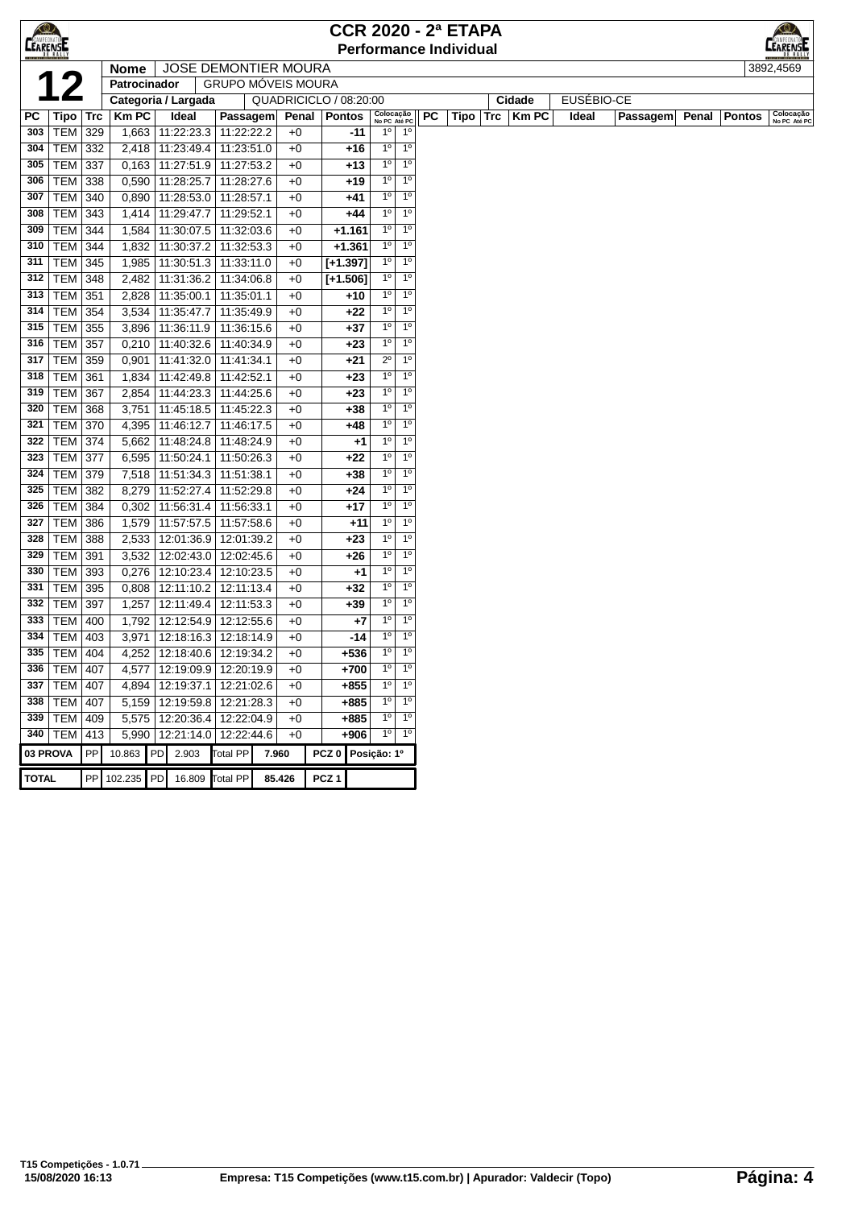# CCR 2020 - 2ª ETAPA

## Performance Individual

| **12** | Nome | JOSE DEMONTIER MOURA | 3892,4569 |
|---|---|---|---|
| | Patrocinador | GRUPO MÓVEIS MOURA | |
| | Categoria / Largada | QUADRICICLO / 08:20:00 | Cidade: EUSÉBIO-CE |

| PC | Tipo | Trc | Km PC | Ideal | Passagem | Penal | Pontos | Colocação No PC | Colocação Até PC |
|---|---|---|---|---|---|---|---|---|---|
| 303 | TEM | 329 | 1,663 | 11:22:23.3 | 11:22:22.2 | +0 | -11 | 1º | 1º |
| 304 | TEM | 332 | 2,418 | 11:23:49.4 | 11:23:51.0 | +0 | +16 | 1º | 1º |
| 305 | TEM | 337 | 0,163 | 11:27:51.9 | 11:27:53.2 | +0 | +13 | 1º | 1º |
| 306 | TEM | 338 | 0,590 | 11:28:25.7 | 11:28:27.6 | +0 | +19 | 1º | 1º |
| 307 | TEM | 340 | 0,890 | 11:28:53.0 | 11:28:57.1 | +0 | +41 | 1º | 1º |
| 308 | TEM | 343 | 1,414 | 11:29:47.7 | 11:29:52.1 | +0 | +44 | 1º | 1º |
| 309 | TEM | 344 | 1,584 | 11:30:07.5 | 11:32:03.6 | +0 | +1.161 | 1º | 1º |
| 310 | TEM | 344 | 1,832 | 11:30:37.2 | 11:32:53.3 | +0 | +1.361 | 1º | 1º |
| 311 | TEM | 345 | 1,985 | 11:30:51.3 | 11:33:11.0 | +0 | [+1.397] | 1º | 1º |
| 312 | TEM | 348 | 2,482 | 11:31:36.2 | 11:34:06.8 | +0 | [+1.506] | 1º | 1º |
| 313 | TEM | 351 | 2,828 | 11:35:00.1 | 11:35:01.1 | +0 | +10 | 1º | 1º |
| 314 | TEM | 354 | 3,534 | 11:35:47.7 | 11:35:49.9 | +0 | +22 | 1º | 1º |
| 315 | TEM | 355 | 3,896 | 11:36:11.9 | 11:36:15.6 | +0 | +37 | 1º | 1º |
| 316 | TEM | 357 | 0,210 | 11:40:32.6 | 11:40:34.9 | +0 | +23 | 1º | 1º |
| 317 | TEM | 359 | 0,901 | 11:41:32.0 | 11:41:34.1 | +0 | +21 | 2º | 1º |
| 318 | TEM | 361 | 1,834 | 11:42:49.8 | 11:42:52.1 | +0 | +23 | 1º | 1º |
| 319 | TEM | 367 | 2,854 | 11:44:23.3 | 11:44:25.6 | +0 | +23 | 1º | 1º |
| 320 | TEM | 368 | 3,751 | 11:45:18.5 | 11:45:22.3 | +0 | +38 | 1º | 1º |
| 321 | TEM | 370 | 4,395 | 11:46:12.7 | 11:46:17.5 | +0 | +48 | 1º | 1º |
| 322 | TEM | 374 | 5,662 | 11:48:24.8 | 11:48:24.9 | +0 | +1 | 1º | 1º |
| 323 | TEM | 377 | 6,595 | 11:50:24.1 | 11:50:26.3 | +0 | +22 | 1º | 1º |
| 324 | TEM | 379 | 7,518 | 11:51:34.3 | 11:51:38.1 | +0 | +38 | 1º | 1º |
| 325 | TEM | 382 | 8,279 | 11:52:27.4 | 11:52:29.8 | +0 | +24 | 1º | 1º |
| 326 | TEM | 384 | 0,302 | 11:56:31.4 | 11:56:33.1 | +0 | +17 | 1º | 1º |
| 327 | TEM | 386 | 1,579 | 11:57:57.5 | 11:57:58.6 | +0 | +11 | 1º | 1º |
| 328 | TEM | 388 | 2,533 | 12:01:36.9 | 12:01:39.2 | +0 | +23 | 1º | 1º |
| 329 | TEM | 391 | 3,532 | 12:02:43.0 | 12:02:45.6 | +0 | +26 | 1º | 1º |
| 330 | TEM | 393 | 0,276 | 12:10:23.4 | 12:10:23.5 | +0 | +1 | 1º | 1º |
| 331 | TEM | 395 | 0,808 | 12:11:10.2 | 12:11:13.4 | +0 | +32 | 1º | 1º |
| 332 | TEM | 397 | 1,257 | 12:11:49.4 | 12:11:53.3 | +0 | +39 | 1º | 1º |
| 333 | TEM | 400 | 1,792 | 12:12:54.9 | 12:12:55.6 | +0 | +7 | 1º | 1º |
| 334 | TEM | 403 | 3,971 | 12:18:16.3 | 12:18:14.9 | +0 | -14 | 1º | 1º |
| 335 | TEM | 404 | 4,252 | 12:18:40.6 | 12:19:34.2 | +0 | +536 | 1º | 1º |
| 336 | TEM | 407 | 4,577 | 12:19:09.9 | 12:20:19.9 | +0 | +700 | 1º | 1º |
| 337 | TEM | 407 | 4,894 | 12:19:37.1 | 12:21:02.6 | +0 | +855 | 1º | 1º |
| 338 | TEM | 407 | 5,159 | 12:19:59.8 | 12:21:28.3 | +0 | +885 | 1º | 1º |
| 339 | TEM | 409 | 5,575 | 12:20:36.4 | 12:22:04.9 | +0 | +885 | 1º | 1º |
| 340 | TEM | 413 | 5,990 | 12:21:14.0 | 12:22:44.6 | +0 | +906 | 1º | 1º |

| 03 PROVA | PP | 10.863 | PD | 2.903 | Total PP | 7.960 | PCZ 0 | Posição: 1º |
|---|---|---|---|---|---|---|---|---|
| **TOTAL** | PP | 102.235 | PD | 16.809 | Total PP | 85.426 | PCZ 1 | |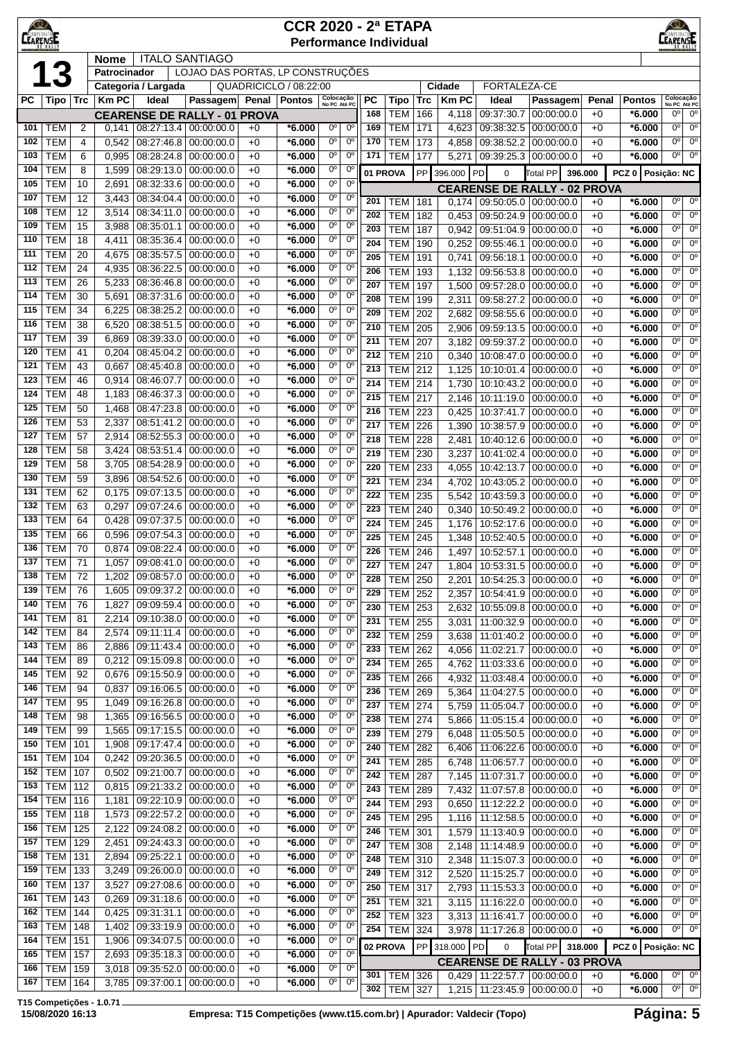# CCR 2020 - 2ª ETAPA

## Performance Individual

**13**

| Nome | ITALO SANTIAGO | | |
|---|---|---|---|
| Patrocinador | LOJAO DAS PORTAS, LP CONSTRUÇÕES | | |
| Categoria / Largada | QUADRICICLO / 08:22:00 | Cidade | FORTALEZA-CE |

### CEARENSE DE RALLY - 01 PROVA

| PC | Tipo | Trc | Km PC | Ideal | Passagem | Penal | Pontos | Colocação No PC | Colocação Até PC |
|---|---|---|---|---|---|---|---|---|---|
| 101 | TEM | 2 | 0,141 | 08:27:13.4 | 00:00:00.0 | +0 | *6.000 | 0º | 0º |
| 102 | TEM | 4 | 0,542 | 08:27:46.8 | 00:00:00.0 | +0 | *6.000 | 0º | 0º |
| 103 | TEM | 6 | 0,995 | 08:28:24.8 | 00:00:00.0 | +0 | *6.000 | 0º | 0º |
| 104 | TEM | 8 | 1,599 | 08:29:13.0 | 00:00:00.0 | +0 | *6.000 | 0º | 0º |
| 105 | TEM | 10 | 2,691 | 08:32:33.6 | 00:00:00.0 | +0 | *6.000 | 0º | 0º |
| 107 | TEM | 12 | 3,443 | 08:34:04.4 | 00:00:00.0 | +0 | *6.000 | 0º | 0º |
| 108 | TEM | 12 | 3,514 | 08:34:11.0 | 00:00:00.0 | +0 | *6.000 | 0º | 0º |
| 109 | TEM | 15 | 3,988 | 08:35:01.1 | 00:00:00.0 | +0 | *6.000 | 0º | 0º |
| 110 | TEM | 18 | 4,411 | 08:35:36.4 | 00:00:00.0 | +0 | *6.000 | 0º | 0º |
| 111 | TEM | 20 | 4,675 | 08:35:57.5 | 00:00:00.0 | +0 | *6.000 | 0º | 0º |
| 112 | TEM | 24 | 4,935 | 08:36:22.5 | 00:00:00.0 | +0 | *6.000 | 0º | 0º |
| 113 | TEM | 26 | 5,233 | 08:36:46.8 | 00:00:00.0 | +0 | *6.000 | 0º | 0º |
| 114 | TEM | 30 | 5,691 | 08:37:31.6 | 00:00:00.0 | +0 | *6.000 | 0º | 0º |
| 115 | TEM | 34 | 6,225 | 08:38:25.2 | 00:00:00.0 | +0 | *6.000 | 0º | 0º |
| 116 | TEM | 38 | 6,520 | 08:38:51.5 | 00:00:00.0 | +0 | *6.000 | 0º | 0º |
| 117 | TEM | 39 | 6,869 | 08:39:33.0 | 00:00:00.0 | +0 | *6.000 | 0º | 0º |
| 120 | TEM | 41 | 0,204 | 08:45:04.2 | 00:00:00.0 | +0 | *6.000 | 0º | 0º |
| 121 | TEM | 43 | 0,667 | 08:45:40.8 | 00:00:00.0 | +0 | *6.000 | 0º | 0º |
| 123 | TEM | 46 | 0,914 | 08:46:07.7 | 00:00:00.0 | +0 | *6.000 | 0º | 0º |
| 124 | TEM | 48 | 1,183 | 08:46:37.3 | 00:00:00.0 | +0 | *6.000 | 0º | 0º |
| 125 | TEM | 50 | 1,468 | 08:47:23.8 | 00:00:00.0 | +0 | *6.000 | 0º | 0º |
| 126 | TEM | 53 | 2,337 | 08:51:41.2 | 00:00:00.0 | +0 | *6.000 | 0º | 0º |
| 127 | TEM | 57 | 2,914 | 08:52:55.3 | 00:00:00.0 | +0 | *6.000 | 0º | 0º |
| 128 | TEM | 58 | 3,424 | 08:53:51.4 | 00:00:00.0 | +0 | *6.000 | 0º | 0º |
| 129 | TEM | 58 | 3,705 | 08:54:28.9 | 00:00:00.0 | +0 | *6.000 | 0º | 0º |
| 130 | TEM | 59 | 3,896 | 08:54:52.6 | 00:00:00.0 | +0 | *6.000 | 0º | 0º |
| 131 | TEM | 62 | 0,175 | 09:07:13.5 | 00:00:00.0 | +0 | *6.000 | 0º | 0º |
| 132 | TEM | 63 | 0,297 | 09:07:24.6 | 00:00:00.0 | +0 | *6.000 | 0º | 0º |
| 133 | TEM | 64 | 0,428 | 09:07:37.5 | 00:00:00.0 | +0 | *6.000 | 0º | 0º |
| 135 | TEM | 66 | 0,596 | 09:07:54.3 | 00:00:00.0 | +0 | *6.000 | 0º | 0º |
| 136 | TEM | 70 | 0,874 | 09:08:22.4 | 00:00:00.0 | +0 | *6.000 | 0º | 0º |
| 137 | TEM | 71 | 1,057 | 09:08:41.0 | 00:00:00.0 | +0 | *6.000 | 0º | 0º |
| 138 | TEM | 72 | 1,202 | 09:08:57.0 | 00:00:00.0 | +0 | *6.000 | 0º | 0º |
| 139 | TEM | 76 | 1,605 | 09:09:37.2 | 00:00:00.0 | +0 | *6.000 | 0º | 0º |
| 140 | TEM | 76 | 1,827 | 09:09:59.4 | 00:00:00.0 | +0 | *6.000 | 0º | 0º |
| 141 | TEM | 81 | 2,214 | 09:10:38.0 | 00:00:00.0 | +0 | *6.000 | 0º | 0º |
| 142 | TEM | 84 | 2,574 | 09:11:11.4 | 00:00:00.0 | +0 | *6.000 | 0º | 0º |
| 143 | TEM | 86 | 2,886 | 09:11:43.4 | 00:00:00.0 | +0 | *6.000 | 0º | 0º |
| 144 | TEM | 89 | 0,212 | 09:15:09.8 | 00:00:00.0 | +0 | *6.000 | 0º | 0º |
| 145 | TEM | 92 | 0,676 | 09:15:50.9 | 00:00:00.0 | +0 | *6.000 | 0º | 0º |
| 146 | TEM | 94 | 0,837 | 09:16:06.5 | 00:00:00.0 | +0 | *6.000 | 0º | 0º |
| 147 | TEM | 95 | 1,049 | 09:16:26.8 | 00:00:00.0 | +0 | *6.000 | 0º | 0º |
| 148 | TEM | 98 | 1,365 | 09:16:56.5 | 00:00:00.0 | +0 | *6.000 | 0º | 0º |
| 149 | TEM | 99 | 1,565 | 09:17:15.5 | 00:00:00.0 | +0 | *6.000 | 0º | 0º |
| 150 | TEM | 101 | 1,908 | 09:17:47.4 | 00:00:00.0 | +0 | *6.000 | 0º | 0º |
| 151 | TEM | 104 | 0,242 | 09:20:36.5 | 00:00:00.0 | +0 | *6.000 | 0º | 0º |
| 152 | TEM | 107 | 0,502 | 09:21:00.7 | 00:00:00.0 | +0 | *6.000 | 0º | 0º |
| 153 | TEM | 112 | 0,815 | 09:21:33.2 | 00:00:00.0 | +0 | *6.000 | 0º | 0º |
| 154 | TEM | 116 | 1,181 | 09:22:10.9 | 00:00:00.0 | +0 | *6.000 | 0º | 0º |
| 155 | TEM | 118 | 1,573 | 09:22:57.2 | 00:00:00.0 | +0 | *6.000 | 0º | 0º |
| 156 | TEM | 125 | 2,122 | 09:24:08.2 | 00:00:00.0 | +0 | *6.000 | 0º | 0º |
| 157 | TEM | 129 | 2,451 | 09:24:43.3 | 00:00:00.0 | +0 | *6.000 | 0º | 0º |
| 158 | TEM | 131 | 2,894 | 09:25:22.1 | 00:00:00.0 | +0 | *6.000 | 0º | 0º |
| 159 | TEM | 133 | 3,249 | 09:26:00.0 | 00:00:00.0 | +0 | *6.000 | 0º | 0º |
| 160 | TEM | 137 | 3,527 | 09:27:08.6 | 00:00:00.0 | +0 | *6.000 | 0º | 0º |
| 161 | TEM | 143 | 0,269 | 09:31:18.6 | 00:00:00.0 | +0 | *6.000 | 0º | 0º |
| 162 | TEM | 144 | 0,425 | 09:31:31.1 | 00:00:00.0 | +0 | *6.000 | 0º | 0º |
| 163 | TEM | 148 | 1,402 | 09:33:19.9 | 00:00:00.0 | +0 | *6.000 | 0º | 0º |
| 164 | TEM | 151 | 1,906 | 09:34:07.5 | 00:00:00.0 | +0 | *6.000 | 0º | 0º |
| 165 | TEM | 157 | 2,693 | 09:35:18.3 | 00:00:00.0 | +0 | *6.000 | 0º | 0º |
| 166 | TEM | 159 | 3,018 | 09:35:52.0 | 00:00:00.0 | +0 | *6.000 | 0º | 0º |
| 167 | TEM | 164 | 3,785 | 09:37:00.1 | 00:00:00.0 | +0 | *6.000 | 0º | 0º |
| 168 | TEM | 166 | 4,118 | 09:37:30.7 | 00:00:00.0 | +0 | *6.000 | 0º | 0º |
| 169 | TEM | 171 | 4,623 | 09:38:32.5 | 00:00:00.0 | +0 | *6.000 | 0º | 0º |
| 170 | TEM | 173 | 4,858 | 09:38:52.2 | 00:00:00.0 | +0 | *6.000 | 0º | 0º |
| 171 | TEM | 177 | 5,271 | 09:39:25.3 | 00:00:00.0 | +0 | *6.000 | 0º | 0º |

01 PROVA | PP 396.000 | PD 0 | Total PP 396.000 | PCZ 0 | Posição: NC

### CEARENSE DE RALLY - 02 PROVA

| PC | Tipo | Trc | Km PC | Ideal | Passagem | Penal | Pontos | Colocação No PC | Colocação Até PC |
|---|---|---|---|---|---|---|---|---|---|
| 201 | TEM | 181 | 0,174 | 09:50:05.0 | 00:00:00.0 | +0 | *6.000 | 0º | 0º |
| 202 | TEM | 182 | 0,453 | 09:50:24.9 | 00:00:00.0 | +0 | *6.000 | 0º | 0º |
| 203 | TEM | 187 | 0,942 | 09:51:04.9 | 00:00:00.0 | +0 | *6.000 | 0º | 0º |
| 204 | TEM | 190 | 0,252 | 09:55:46.1 | 00:00:00.0 | +0 | *6.000 | 0º | 0º |
| 205 | TEM | 191 | 0,741 | 09:56:18.1 | 00:00:00.0 | +0 | *6.000 | 0º | 0º |
| 206 | TEM | 193 | 1,132 | 09:56:53.8 | 00:00:00.0 | +0 | *6.000 | 0º | 0º |
| 207 | TEM | 197 | 1,500 | 09:57:28.0 | 00:00:00.0 | +0 | *6.000 | 0º | 0º |
| 208 | TEM | 199 | 2,311 | 09:58:27.2 | 00:00:00.0 | +0 | *6.000 | 0º | 0º |
| 209 | TEM | 202 | 2,682 | 09:58:55.6 | 00:00:00.0 | +0 | *6.000 | 0º | 0º |
| 210 | TEM | 205 | 2,906 | 09:59:13.5 | 00:00:00.0 | +0 | *6.000 | 0º | 0º |
| 211 | TEM | 207 | 3,182 | 09:59:37.2 | 00:00:00.0 | +0 | *6.000 | 0º | 0º |
| 212 | TEM | 210 | 0,340 | 10:08:47.0 | 00:00:00.0 | +0 | *6.000 | 0º | 0º |
| 213 | TEM | 212 | 1,125 | 10:10:01.4 | 00:00:00.0 | +0 | *6.000 | 0º | 0º |
| 214 | TEM | 214 | 1,730 | 10:10:43.2 | 00:00:00.0 | +0 | *6.000 | 0º | 0º |
| 215 | TEM | 217 | 2,146 | 10:11:19.0 | 00:00:00.0 | +0 | *6.000 | 0º | 0º |
| 216 | TEM | 223 | 0,425 | 10:37:41.7 | 00:00:00.0 | +0 | *6.000 | 0º | 0º |
| 217 | TEM | 226 | 1,390 | 10:38:57.9 | 00:00:00.0 | +0 | *6.000 | 0º | 0º |
| 218 | TEM | 228 | 2,481 | 10:40:12.6 | 00:00:00.0 | +0 | *6.000 | 0º | 0º |
| 219 | TEM | 230 | 3,237 | 10:41:02.4 | 00:00:00.0 | +0 | *6.000 | 0º | 0º |
| 220 | TEM | 233 | 4,055 | 10:42:13.7 | 00:00:00.0 | +0 | *6.000 | 0º | 0º |
| 221 | TEM | 234 | 4,702 | 10:43:05.2 | 00:00:00.0 | +0 | *6.000 | 0º | 0º |
| 222 | TEM | 235 | 5,542 | 10:43:59.3 | 00:00:00.0 | +0 | *6.000 | 0º | 0º |
| 223 | TEM | 240 | 0,340 | 10:50:49.2 | 00:00:00.0 | +0 | *6.000 | 0º | 0º |
| 224 | TEM | 245 | 1,176 | 10:52:17.6 | 00:00:00.0 | +0 | *6.000 | 0º | 0º |
| 225 | TEM | 245 | 1,348 | 10:52:40.5 | 00:00:00.0 | +0 | *6.000 | 0º | 0º |
| 226 | TEM | 246 | 1,497 | 10:52:57.1 | 00:00:00.0 | +0 | *6.000 | 0º | 0º |
| 227 | TEM | 247 | 1,804 | 10:53:31.5 | 00:00:00.0 | +0 | *6.000 | 0º | 0º |
| 228 | TEM | 250 | 2,201 | 10:54:25.3 | 00:00:00.0 | +0 | *6.000 | 0º | 0º |
| 229 | TEM | 252 | 2,357 | 10:54:41.9 | 00:00:00.0 | +0 | *6.000 | 0º | 0º |
| 230 | TEM | 253 | 2,632 | 10:55:09.8 | 00:00:00.0 | +0 | *6.000 | 0º | 0º |
| 231 | TEM | 255 | 3,031 | 11:00:32.9 | 00:00:00.0 | +0 | *6.000 | 0º | 0º |
| 232 | TEM | 259 | 3,638 | 11:01:40.2 | 00:00:00.0 | +0 | *6.000 | 0º | 0º |
| 233 | TEM | 262 | 4,056 | 11:02:21.7 | 00:00:00.0 | +0 | *6.000 | 0º | 0º |
| 234 | TEM | 265 | 4,762 | 11:03:33.6 | 00:00:00.0 | +0 | *6.000 | 0º | 0º |
| 235 | TEM | 266 | 4,932 | 11:03:48.4 | 00:00:00.0 | +0 | *6.000 | 0º | 0º |
| 236 | TEM | 269 | 5,364 | 11:04:27.5 | 00:00:00.0 | +0 | *6.000 | 0º | 0º |
| 237 | TEM | 274 | 5,759 | 11:05:04.7 | 00:00:00.0 | +0 | *6.000 | 0º | 0º |
| 238 | TEM | 274 | 5,866 | 11:05:15.4 | 00:00:00.0 | +0 | *6.000 | 0º | 0º |
| 239 | TEM | 279 | 6,048 | 11:05:50.5 | 00:00:00.0 | +0 | *6.000 | 0º | 0º |
| 240 | TEM | 282 | 6,406 | 11:06:22.6 | 00:00:00.0 | +0 | *6.000 | 0º | 0º |
| 241 | TEM | 285 | 6,748 | 11:06:57.7 | 00:00:00.0 | +0 | *6.000 | 0º | 0º |
| 242 | TEM | 287 | 7,145 | 11:07:31.7 | 00:00:00.0 | +0 | *6.000 | 0º | 0º |
| 243 | TEM | 289 | 7,432 | 11:07:57.8 | 00:00:00.0 | +0 | *6.000 | 0º | 0º |
| 244 | TEM | 293 | 0,650 | 11:12:22.2 | 00:00:00.0 | +0 | *6.000 | 0º | 0º |
| 245 | TEM | 295 | 1,116 | 11:12:58.5 | 00:00:00.0 | +0 | *6.000 | 0º | 0º |
| 246 | TEM | 301 | 1,579 | 11:13:40.9 | 00:00:00.0 | +0 | *6.000 | 0º | 0º |
| 247 | TEM | 308 | 2,148 | 11:14:48.9 | 00:00:00.0 | +0 | *6.000 | 0º | 0º |
| 248 | TEM | 310 | 2,348 | 11:15:07.3 | 00:00:00.0 | +0 | *6.000 | 0º | 0º |
| 249 | TEM | 312 | 2,520 | 11:15:25.7 | 00:00:00.0 | +0 | *6.000 | 0º | 0º |
| 250 | TEM | 317 | 2,793 | 11:15:53.3 | 00:00:00.0 | +0 | *6.000 | 0º | 0º |
| 251 | TEM | 321 | 3,115 | 11:16:22.0 | 00:00:00.0 | +0 | *6.000 | 0º | 0º |
| 252 | TEM | 323 | 3,313 | 11:16:41.7 | 00:00:00.0 | +0 | *6.000 | 0º | 0º |
| 254 | TEM | 324 | 3,978 | 11:17:26.8 | 00:00:00.0 | +0 | *6.000 | 0º | 0º |

02 PROVA | PP 318.000 | PD 0 | Total PP 318.000 | PCZ 0 | Posição: NC

### CEARENSE DE RALLY - 03 PROVA

| PC | Tipo | Trc | Km PC | Ideal | Passagem | Penal | Pontos | Colocação No PC | Colocação Até PC |
|---|---|---|---|---|---|---|---|---|---|
| 301 | TEM | 326 | 0,429 | 11:22:57.7 | 00:00:00.0 | +0 | *6.000 | 0º | 0º |
| 302 | TEM | 327 | 1,215 | 11:23:45.9 | 00:00:00.0 | +0 | *6.000 | 0º | 0º |

T15 Competições - 1.0.71
15/08/2020 16:13 — Empresa: T15 Competições (www.t15.com.br) | Apurador: Valdecir (Topo)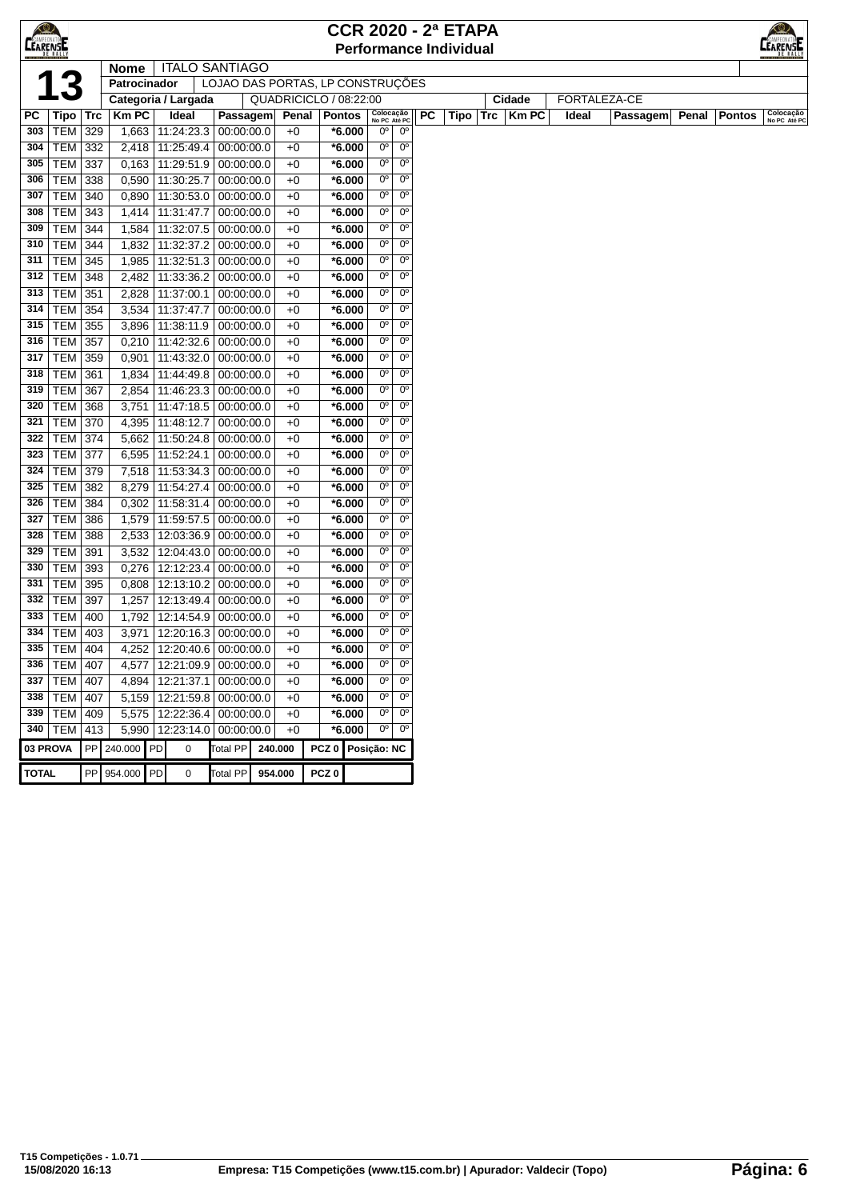# CCR 2020 - 2ª ETAPA

## Performance Individual

| | | |
|---|---|---|
| **13** | **Nome** | ITALO SANTIAGO |
| | **Patrocinador** | LOJAO DAS PORTAS, LP CONSTRUÇÕES |
| | **Categoria / Largada** | QUADRICICLO / 08:22:00 |
| | **Cidade** | FORTALEZA-CE |

| PC | Tipo | Trc | Km PC | Ideal | Passagem | Penal | Pontos | Colocação No PC | Colocação Até PC |
|---|---|---|---|---|---|---|---|---|---|
| 303 | TEM | 329 | 1,663 | 11:24:23.3 | 00:00:00.0 | +0 | *6.000 | 0º | 0º |
| 304 | TEM | 332 | 2,418 | 11:25:49.4 | 00:00:00.0 | +0 | *6.000 | 0º | 0º |
| 305 | TEM | 337 | 0,163 | 11:29:51.9 | 00:00:00.0 | +0 | *6.000 | 0º | 0º |
| 306 | TEM | 338 | 0,590 | 11:30:25.7 | 00:00:00.0 | +0 | *6.000 | 0º | 0º |
| 307 | TEM | 340 | 0,890 | 11:30:53.0 | 00:00:00.0 | +0 | *6.000 | 0º | 0º |
| 308 | TEM | 343 | 1,414 | 11:31:47.7 | 00:00:00.0 | +0 | *6.000 | 0º | 0º |
| 309 | TEM | 344 | 1,584 | 11:32:07.5 | 00:00:00.0 | +0 | *6.000 | 0º | 0º |
| 310 | TEM | 344 | 1,832 | 11:32:37.2 | 00:00:00.0 | +0 | *6.000 | 0º | 0º |
| 311 | TEM | 345 | 1,985 | 11:32:51.3 | 00:00:00.0 | +0 | *6.000 | 0º | 0º |
| 312 | TEM | 348 | 2,482 | 11:33:36.2 | 00:00:00.0 | +0 | *6.000 | 0º | 0º |
| 313 | TEM | 351 | 2,828 | 11:37:00.1 | 00:00:00.0 | +0 | *6.000 | 0º | 0º |
| 314 | TEM | 354 | 3,534 | 11:37:47.7 | 00:00:00.0 | +0 | *6.000 | 0º | 0º |
| 315 | TEM | 355 | 3,896 | 11:38:11.9 | 00:00:00.0 | +0 | *6.000 | 0º | 0º |
| 316 | TEM | 357 | 0,210 | 11:42:32.6 | 00:00:00.0 | +0 | *6.000 | 0º | 0º |
| 317 | TEM | 359 | 0,901 | 11:43:32.0 | 00:00:00.0 | +0 | *6.000 | 0º | 0º |
| 318 | TEM | 361 | 1,834 | 11:44:49.8 | 00:00:00.0 | +0 | *6.000 | 0º | 0º |
| 319 | TEM | 367 | 2,854 | 11:46:23.3 | 00:00:00.0 | +0 | *6.000 | 0º | 0º |
| 320 | TEM | 368 | 3,751 | 11:47:18.5 | 00:00:00.0 | +0 | *6.000 | 0º | 0º |
| 321 | TEM | 370 | 4,395 | 11:48:12.7 | 00:00:00.0 | +0 | *6.000 | 0º | 0º |
| 322 | TEM | 374 | 5,662 | 11:50:24.8 | 00:00:00.0 | +0 | *6.000 | 0º | 0º |
| 323 | TEM | 377 | 6,595 | 11:52:24.1 | 00:00:00.0 | +0 | *6.000 | 0º | 0º |
| 324 | TEM | 379 | 7,518 | 11:53:34.3 | 00:00:00.0 | +0 | *6.000 | 0º | 0º |
| 325 | TEM | 382 | 8,279 | 11:54:27.4 | 00:00:00.0 | +0 | *6.000 | 0º | 0º |
| 326 | TEM | 384 | 0,302 | 11:58:31.4 | 00:00:00.0 | +0 | *6.000 | 0º | 0º |
| 327 | TEM | 386 | 1,579 | 11:59:57.5 | 00:00:00.0 | +0 | *6.000 | 0º | 0º |
| 328 | TEM | 388 | 2,533 | 12:03:36.9 | 00:00:00.0 | +0 | *6.000 | 0º | 0º |
| 329 | TEM | 391 | 3,532 | 12:04:43.0 | 00:00:00.0 | +0 | *6.000 | 0º | 0º |
| 330 | TEM | 393 | 0,276 | 12:12:23.4 | 00:00:00.0 | +0 | *6.000 | 0º | 0º |
| 331 | TEM | 395 | 0,808 | 12:13:10.2 | 00:00:00.0 | +0 | *6.000 | 0º | 0º |
| 332 | TEM | 397 | 1,257 | 12:13:49.4 | 00:00:00.0 | +0 | *6.000 | 0º | 0º |
| 333 | TEM | 400 | 1,792 | 12:14:54.9 | 00:00:00.0 | +0 | *6.000 | 0º | 0º |
| 334 | TEM | 403 | 3,971 | 12:20:16.3 | 00:00:00.0 | +0 | *6.000 | 0º | 0º |
| 335 | TEM | 404 | 4,252 | 12:20:40.6 | 00:00:00.0 | +0 | *6.000 | 0º | 0º |
| 336 | TEM | 407 | 4,577 | 12:21:09.9 | 00:00:00.0 | +0 | *6.000 | 0º | 0º |
| 337 | TEM | 407 | 4,894 | 12:21:37.1 | 00:00:00.0 | +0 | *6.000 | 0º | 0º |
| 338 | TEM | 407 | 5,159 | 12:21:59.8 | 00:00:00.0 | +0 | *6.000 | 0º | 0º |
| 339 | TEM | 409 | 5,575 | 12:22:36.4 | 00:00:00.0 | +0 | *6.000 | 0º | 0º |
| 340 | TEM | 413 | 5,990 | 12:23:14.0 | 00:00:00.0 | +0 | *6.000 | 0º | 0º |

| | | | | | | | | |
|---|---|---|---|---|---|---|---|---|
| **03 PROVA** | PP | 240.000 | PD | 0 | Total PP | 240.000 | PCZ 0 | Posição: NC |
| **TOTAL** | PP | 954.000 | PD | 0 | Total PP | 954.000 | PCZ 0 | |

T15 Competições - 1.0.71
15/08/2020 16:13

Empresa: T15 Competições (www.t15.com.br) | Apurador: Valdecir (Topo)